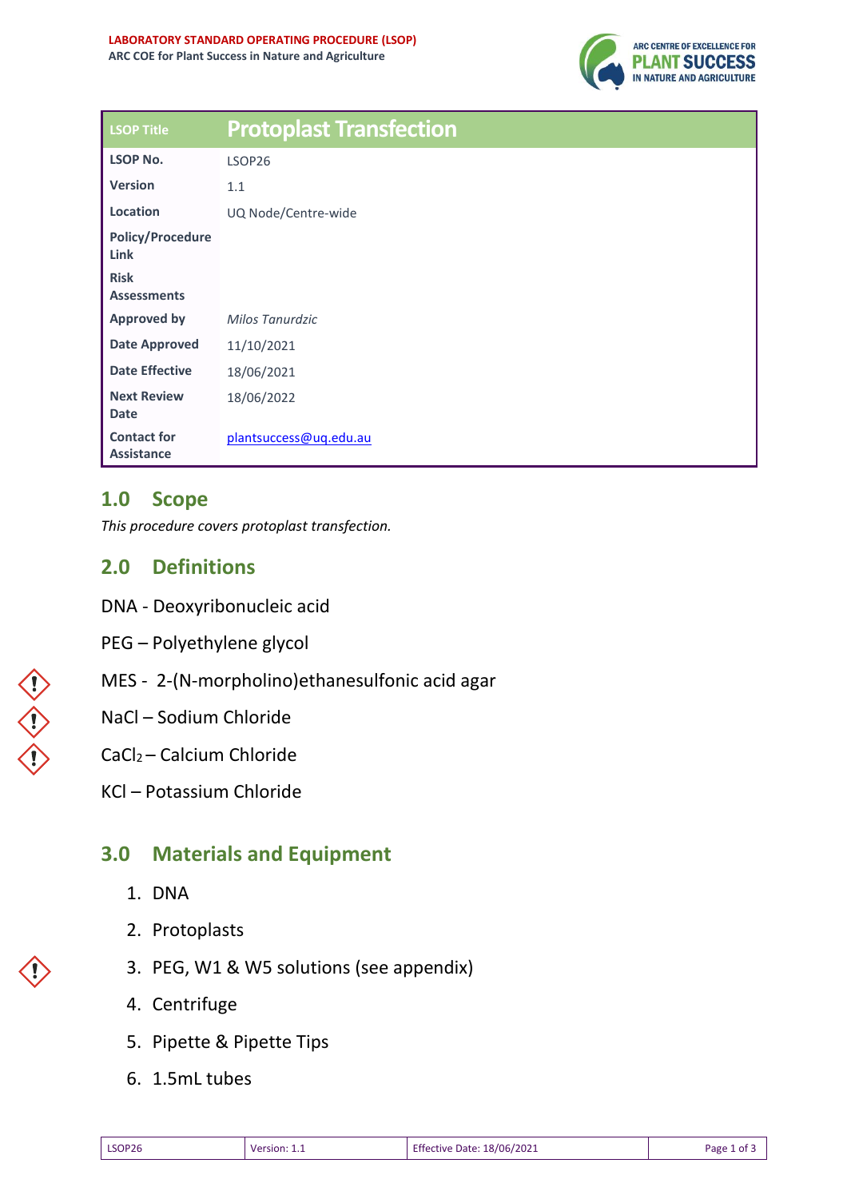**LABORATORY STANDARD OPERATING PROCEDURE (LSOP)**
**ARC COE for Plant Success in Nature and Agriculture**

| LSOP Title | Protoplast Transfection |
|---|---|
| **LSOP No.** | LSOP26 |
| **Version** | 1.1 |
| **Location** | UQ Node/Centre-wide |
| **Policy/Procedure Link** | |
| **Risk Assessments** | |
| **Approved by** | *Milos Tanurdzic* |
| **Date Approved** | 11/10/2021 |
| **Date Effective** | 18/06/2021 |
| **Next Review Date** | 18/06/2022 |
| **Contact for Assistance** | plantsuccess@uq.edu.au |

## 1.0 Scope

*This procedure covers protoplast transfection.*

## 2.0 Definitions

DNA - Deoxyribonucleic acid

PEG – Polyethylene glycol

MES - 2-(N-morpholino)ethanesulfonic acid agar

NaCl – Sodium Chloride

$CaCl_2$ – Calcium Chloride

KCl – Potassium Chloride

## 3.0 Materials and Equipment

1. DNA
2. Protoplasts
3. PEG, W1 & W5 solutions (see appendix)
4. Centrifuge
5. Pipette & Pipette Tips
6. 1.5mL tubes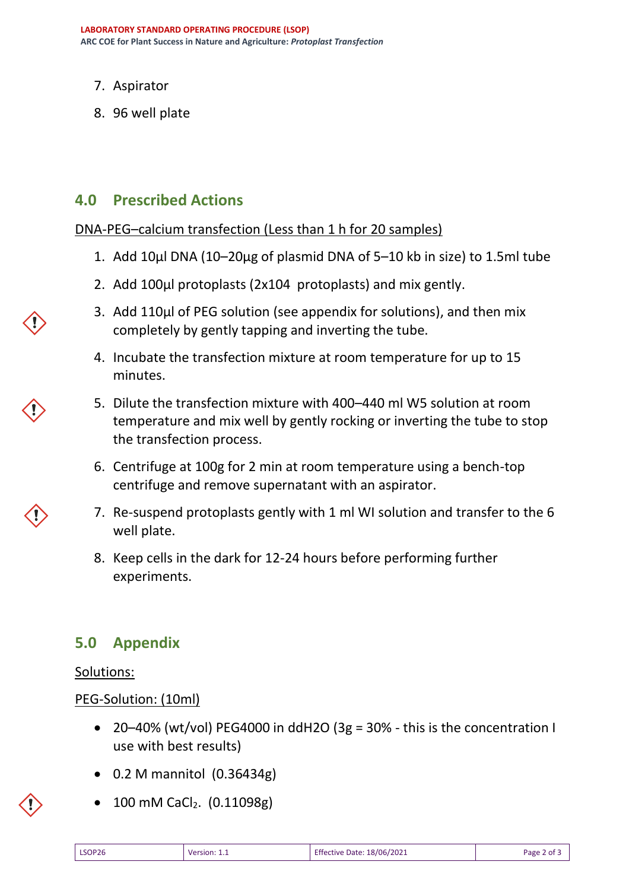7. Aspirator
8. 96 well plate

## 4.0 Prescribed Actions

DNA-PEG–calcium transfection (Less than 1 h for 20 samples)

1. Add 10µl DNA (10–20µg of plasmid DNA of 5–10 kb in size) to 1.5ml tube
2. Add 100µl protoplasts (2x104 protoplasts) and mix gently.
3. Add 110µl of PEG solution (see appendix for solutions), and then mix completely by gently tapping and inverting the tube.
4. Incubate the transfection mixture at room temperature for up to 15 minutes.
5. Dilute the transfection mixture with 400–440 ml W5 solution at room temperature and mix well by gently rocking or inverting the tube to stop the transfection process.
6. Centrifuge at 100g for 2 min at room temperature using a bench-top centrifuge and remove supernatant with an aspirator.
7. Re-suspend protoplasts gently with 1 ml WI solution and transfer to the 6 well plate.
8. Keep cells in the dark for 12-24 hours before performing further experiments.

## 5.0 Appendix

Solutions:

PEG-Solution: (10ml)

- 20–40% (wt/vol) PEG4000 in ddH2O (3g = 30% - this is the concentration I use with best results)
- 0.2 M mannitol (0.36434g)
- 100 mM $CaCl_2$. (0.11098g)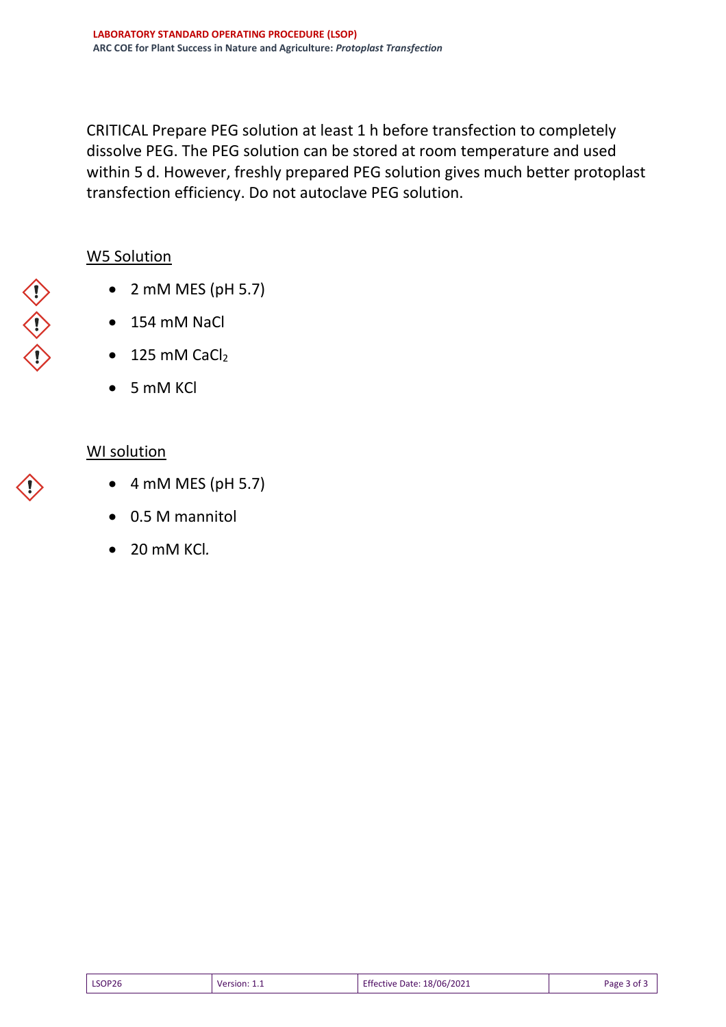CRITICAL Prepare PEG solution at least 1 h before transfection to completely dissolve PEG. The PEG solution can be stored at room temperature and used within 5 d. However, freshly prepared PEG solution gives much better protoplast transfection efficiency. Do not autoclave PEG solution.

W5 Solution

- 2 mM MES (pH 5.7)
- 154 mM NaCl
- 125 mM $CaCl_2$
- 5 mM KCl

WI solution

- 4 mM MES (pH 5.7)
- 0.5 M mannitol
- 20 mM KCl.